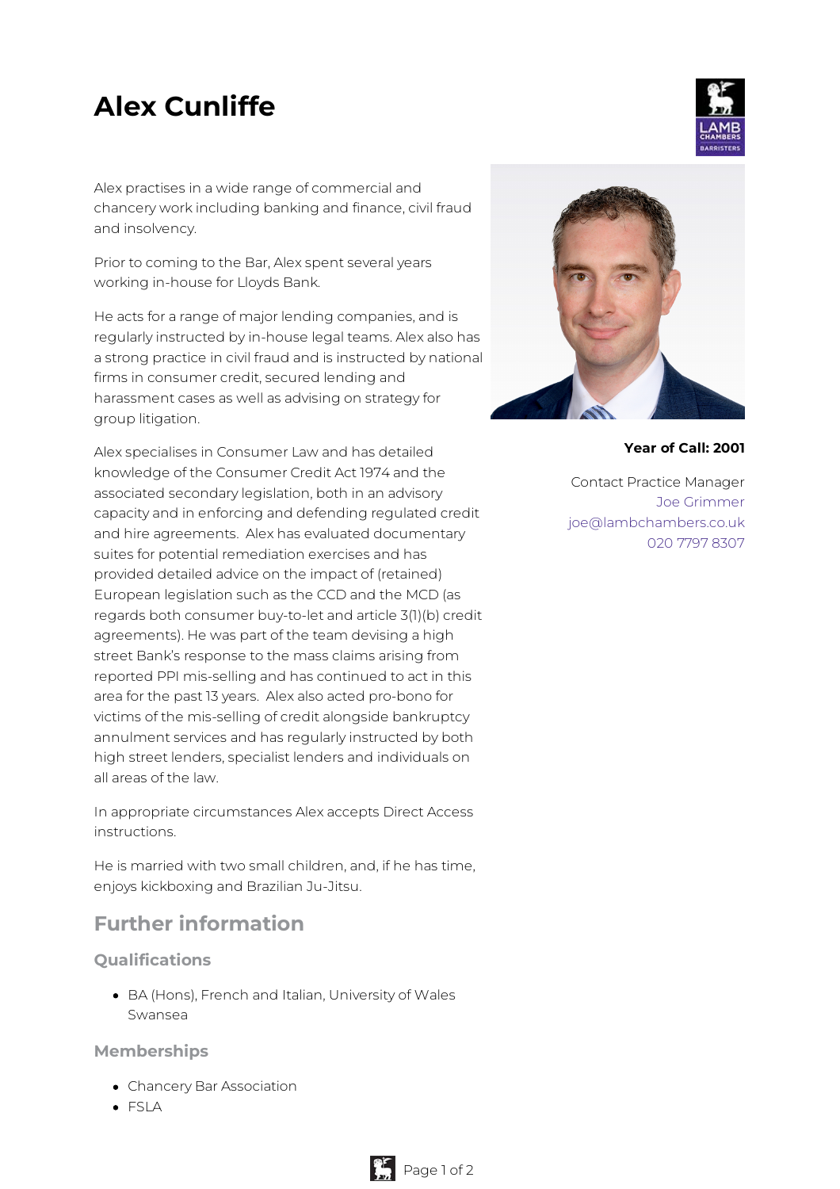# Alex Cunliffe

Alex practises in a wide range of commercial and chancery work including banking and finance, civil fraud and insolvency.

Prior to coming to the Bar, Alex spent several years working in-house for Lloyds Bank.

He acts for a range of major lending companies, and is regularly instructed by in-house legal teams. Alex also has a strong practice in civil fraud and is instructed by national firms in consumer credit, secured lending and harassment cases as well as advising on strategy for group litigation.

Alex specialises in Consumer Law and has detailed knowledge of the Consumer Credit Act 1974 and the associated secondary legislation, both in an advisory capacity and in enforcing and defending regulated credit and hire agreements. Alex has evaluated documentary suites for potential remediation exercises and has provided detailed advice on the impact of (retained) European legislation such as the CCD and the MCD (as regards both consumer buy-to-let and article 3(1)(b) credit agreements). He was part of the team devising a high street Bank's response to the mass claims arising from reported PPI mis-selling and has continued to act in this area for the past 13 years. Alex also acted pro-bono for victims of the mis-selling of credit alongside bankruptcy annulment services and has regularly instructed by both high street lenders, specialist lenders and individuals on all areas of the law.

In appropriate circumstances Alex accepts Direct Access instructions.

He is married with two small children, and, if he has time, enjoys kickboxing and Brazilian Ju-Jitsu.

**Year of Call: 2001**

Contact Practice Manager
Joe Grimmer
joe@lambchambers.co.uk
020 7797 8307

## Further information

### Qualifications

- BA (Hons), French and Italian, University of Wales Swansea

### Memberships

- Chancery Bar Association
- FSLA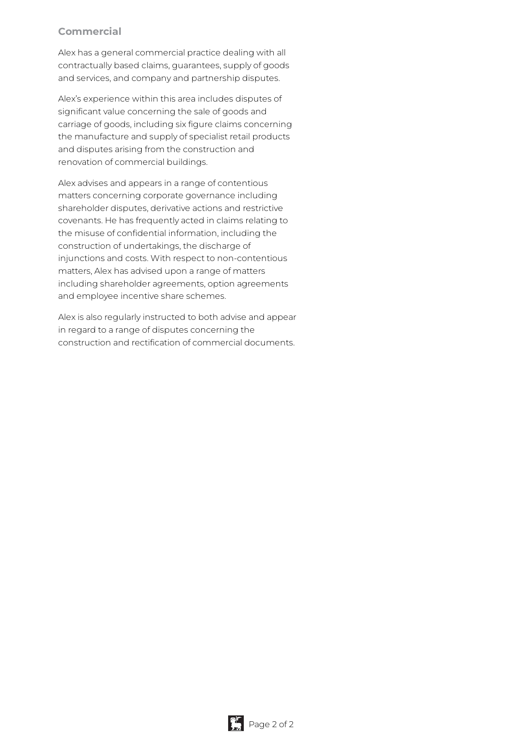## Commercial

Alex has a general commercial practice dealing with all contractually based claims, guarantees, supply of goods and services, and company and partnership disputes.

Alex's experience within this area includes disputes of significant value concerning the sale of goods and carriage of goods, including six figure claims concerning the manufacture and supply of specialist retail products and disputes arising from the construction and renovation of commercial buildings.

Alex advises and appears in a range of contentious matters concerning corporate governance including shareholder disputes, derivative actions and restrictive covenants. He has frequently acted in claims relating to the misuse of confidential information, including the construction of undertakings, the discharge of injunctions and costs. With respect to non-contentious matters, Alex has advised upon a range of matters including shareholder agreements, option agreements and employee incentive share schemes.

Alex is also regularly instructed to both advise and appear in regard to a range of disputes concerning the construction and rectification of commercial documents.